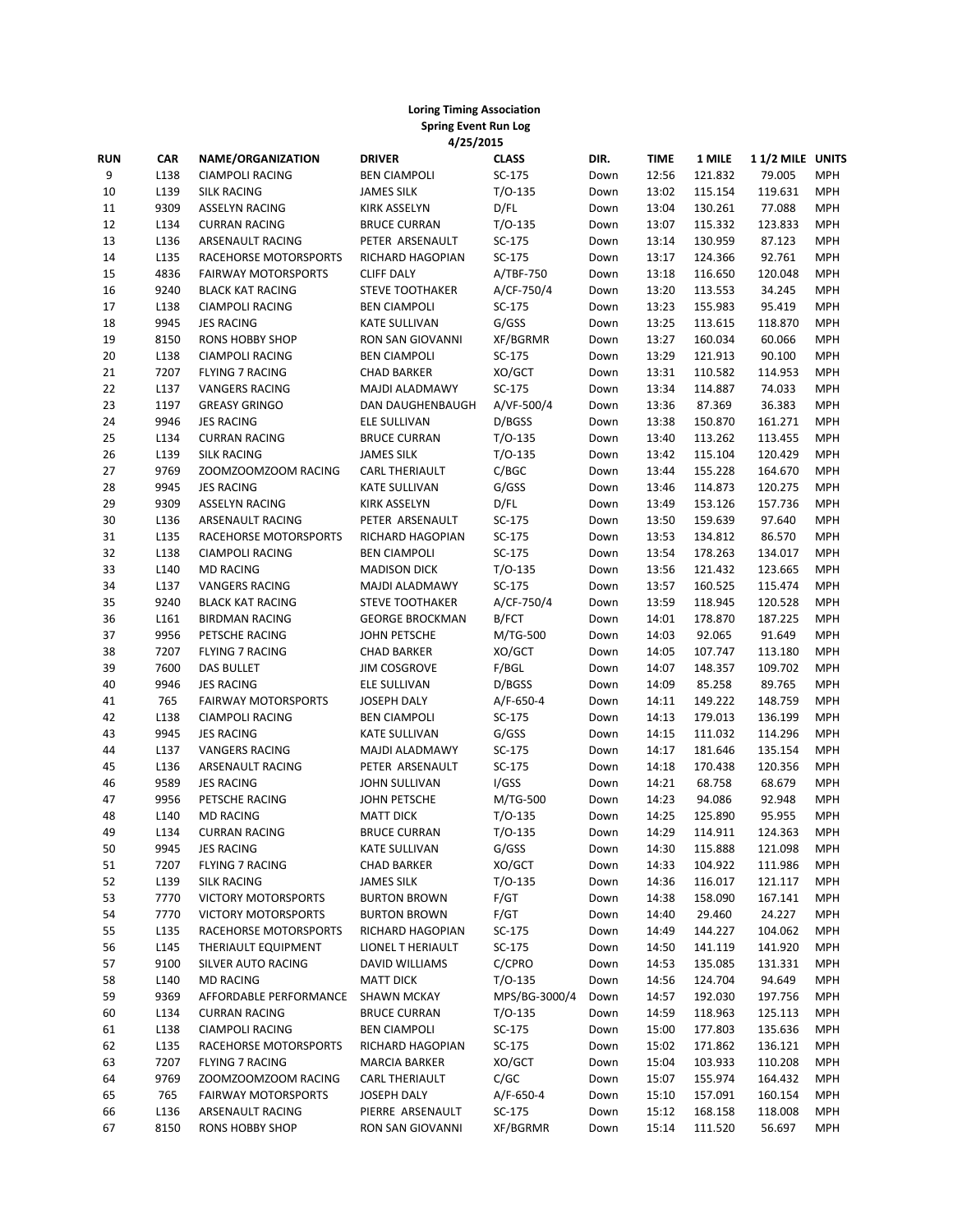**Loring Timing Association**
**Spring Event Run Log**
**4/25/2015**

| RUN | CAR | NAME/ORGANIZATION | DRIVER | CLASS | DIR. | TIME | 1 MILE | 1 1/2 MILE | UNITS |
|---|---|---|---|---|---|---|---|---|---|
| 9 | L138 | CIAMPOLI RACING | BEN CIAMPOLI | SC-175 | Down | 12:56 | 121.832 | 79.005 | MPH |
| 10 | L139 | SILK RACING | JAMES SILK | T/O-135 | Down | 13:02 | 115.154 | 119.631 | MPH |
| 11 | 9309 | ASSELYN RACING | KIRK ASSELYN | D/FL | Down | 13:04 | 130.261 | 77.088 | MPH |
| 12 | L134 | CURRAN RACING | BRUCE CURRAN | T/O-135 | Down | 13:07 | 115.332 | 123.833 | MPH |
| 13 | L136 | ARSENAULT RACING | PETER ARSENAULT | SC-175 | Down | 13:14 | 130.959 | 87.123 | MPH |
| 14 | L135 | RACEHORSE MOTORSPORTS | RICHARD HAGOPIAN | SC-175 | Down | 13:17 | 124.366 | 92.761 | MPH |
| 15 | 4836 | FAIRWAY MOTORSPORTS | CLIFF DALY | A/TBF-750 | Down | 13:18 | 116.650 | 120.048 | MPH |
| 16 | 9240 | BLACK KAT RACING | STEVE TOOTHAKER | A/CF-750/4 | Down | 13:20 | 113.553 | 34.245 | MPH |
| 17 | L138 | CIAMPOLI RACING | BEN CIAMPOLI | SC-175 | Down | 13:23 | 155.983 | 95.419 | MPH |
| 18 | 9945 | JES RACING | KATE SULLIVAN | G/GSS | Down | 13:25 | 113.615 | 118.870 | MPH |
| 19 | 8150 | RONS HOBBY SHOP | RON SAN GIOVANNI | XF/BGRMR | Down | 13:27 | 160.034 | 60.066 | MPH |
| 20 | L138 | CIAMPOLI RACING | BEN CIAMPOLI | SC-175 | Down | 13:29 | 121.913 | 90.100 | MPH |
| 21 | 7207 | FLYING 7 RACING | CHAD BARKER | XO/GCT | Down | 13:31 | 110.582 | 114.953 | MPH |
| 22 | L137 | VANGERS RACING | MAJDI ALADMAWY | SC-175 | Down | 13:34 | 114.887 | 74.033 | MPH |
| 23 | 1197 | GREASY GRINGO | DAN DAUGHENBAUGH | A/VF-500/4 | Down | 13:36 | 87.369 | 36.383 | MPH |
| 24 | 9946 | JES RACING | ELE SULLIVAN | D/BGSS | Down | 13:38 | 150.870 | 161.271 | MPH |
| 25 | L134 | CURRAN RACING | BRUCE CURRAN | T/O-135 | Down | 13:40 | 113.262 | 113.455 | MPH |
| 26 | L139 | SILK RACING | JAMES SILK | T/O-135 | Down | 13:42 | 115.104 | 120.429 | MPH |
| 27 | 9769 | ZOOMZOOMZOOM RACING | CARL THERIAULT | C/BGC | Down | 13:44 | 155.228 | 164.670 | MPH |
| 28 | 9945 | JES RACING | KATE SULLIVAN | G/GSS | Down | 13:46 | 114.873 | 120.275 | MPH |
| 29 | 9309 | ASSELYN RACING | KIRK ASSELYN | D/FL | Down | 13:49 | 153.126 | 157.736 | MPH |
| 30 | L136 | ARSENAULT RACING | PETER ARSENAULT | SC-175 | Down | 13:50 | 159.639 | 97.640 | MPH |
| 31 | L135 | RACEHORSE MOTORSPORTS | RICHARD HAGOPIAN | SC-175 | Down | 13:53 | 134.812 | 86.570 | MPH |
| 32 | L138 | CIAMPOLI RACING | BEN CIAMPOLI | SC-175 | Down | 13:54 | 178.263 | 134.017 | MPH |
| 33 | L140 | MD RACING | MADISON DICK | T/O-135 | Down | 13:56 | 121.432 | 123.665 | MPH |
| 34 | L137 | VANGERS RACING | MAJDI ALADMAWY | SC-175 | Down | 13:57 | 160.525 | 115.474 | MPH |
| 35 | 9240 | BLACK KAT RACING | STEVE TOOTHAKER | A/CF-750/4 | Down | 13:59 | 118.945 | 120.528 | MPH |
| 36 | L161 | BIRDMAN RACING | GEORGE BROCKMAN | B/FCT | Down | 14:01 | 178.870 | 187.225 | MPH |
| 37 | 9956 | PETSCHE RACING | JOHN PETSCHE | M/TG-500 | Down | 14:03 | 92.065 | 91.649 | MPH |
| 38 | 7207 | FLYING 7 RACING | CHAD BARKER | XO/GCT | Down | 14:05 | 107.747 | 113.180 | MPH |
| 39 | 7600 | DAS BULLET | JIM COSGROVE | F/BGL | Down | 14:07 | 148.357 | 109.702 | MPH |
| 40 | 9946 | JES RACING | ELE SULLIVAN | D/BGSS | Down | 14:09 | 85.258 | 89.765 | MPH |
| 41 | 765 | FAIRWAY MOTORSPORTS | JOSEPH DALY | A/F-650-4 | Down | 14:11 | 149.222 | 148.759 | MPH |
| 42 | L138 | CIAMPOLI RACING | BEN CIAMPOLI | SC-175 | Down | 14:13 | 179.013 | 136.199 | MPH |
| 43 | 9945 | JES RACING | KATE SULLIVAN | G/GSS | Down | 14:15 | 111.032 | 114.296 | MPH |
| 44 | L137 | VANGERS RACING | MAJDI ALADMAWY | SC-175 | Down | 14:17 | 181.646 | 135.154 | MPH |
| 45 | L136 | ARSENAULT RACING | PETER ARSENAULT | SC-175 | Down | 14:18 | 170.438 | 120.356 | MPH |
| 46 | 9589 | JES RACING | JOHN SULLIVAN | I/GSS | Down | 14:21 | 68.758 | 68.679 | MPH |
| 47 | 9956 | PETSCHE RACING | JOHN PETSCHE | M/TG-500 | Down | 14:23 | 94.086 | 92.948 | MPH |
| 48 | L140 | MD RACING | MATT DICK | T/O-135 | Down | 14:25 | 125.890 | 95.955 | MPH |
| 49 | L134 | CURRAN RACING | BRUCE CURRAN | T/O-135 | Down | 14:29 | 114.911 | 124.363 | MPH |
| 50 | 9945 | JES RACING | KATE SULLIVAN | G/GSS | Down | 14:30 | 115.888 | 121.098 | MPH |
| 51 | 7207 | FLYING 7 RACING | CHAD BARKER | XO/GCT | Down | 14:33 | 104.922 | 111.986 | MPH |
| 52 | L139 | SILK RACING | JAMES SILK | T/O-135 | Down | 14:36 | 116.017 | 121.117 | MPH |
| 53 | 7770 | VICTORY MOTORSPORTS | BURTON BROWN | F/GT | Down | 14:38 | 158.090 | 167.141 | MPH |
| 54 | 7770 | VICTORY MOTORSPORTS | BURTON BROWN | F/GT | Down | 14:40 | 29.460 | 24.227 | MPH |
| 55 | L135 | RACEHORSE MOTORSPORTS | RICHARD HAGOPIAN | SC-175 | Down | 14:49 | 144.227 | 104.062 | MPH |
| 56 | L145 | THERIAULT EQUIPMENT | LIONEL T HERIAULT | SC-175 | Down | 14:50 | 141.119 | 141.920 | MPH |
| 57 | 9100 | SILVER AUTO RACING | DAVID WILLIAMS | C/CPRO | Down | 14:53 | 135.085 | 131.331 | MPH |
| 58 | L140 | MD RACING | MATT DICK | T/O-135 | Down | 14:56 | 124.704 | 94.649 | MPH |
| 59 | 9369 | AFFORDABLE PERFORMANCE | SHAWN MCKAY | MPS/BG-3000/4 | Down | 14:57 | 192.030 | 197.756 | MPH |
| 60 | L134 | CURRAN RACING | BRUCE CURRAN | T/O-135 | Down | 14:59 | 118.963 | 125.113 | MPH |
| 61 | L138 | CIAMPOLI RACING | BEN CIAMPOLI | SC-175 | Down | 15:00 | 177.803 | 135.636 | MPH |
| 62 | L135 | RACEHORSE MOTORSPORTS | RICHARD HAGOPIAN | SC-175 | Down | 15:02 | 171.862 | 136.121 | MPH |
| 63 | 7207 | FLYING 7 RACING | MARCIA BARKER | XO/GCT | Down | 15:04 | 103.933 | 110.208 | MPH |
| 64 | 9769 | ZOOMZOOMZOOM RACING | CARL THERIAULT | C/GC | Down | 15:07 | 155.974 | 164.432 | MPH |
| 65 | 765 | FAIRWAY MOTORSPORTS | JOSEPH DALY | A/F-650-4 | Down | 15:10 | 157.091 | 160.154 | MPH |
| 66 | L136 | ARSENAULT RACING | PIERRE ARSENAULT | SC-175 | Down | 15:12 | 168.158 | 118.008 | MPH |
| 67 | 8150 | RONS HOBBY SHOP | RON SAN GIOVANNI | XF/BGRMR | Down | 15:14 | 111.520 | 56.697 | MPH |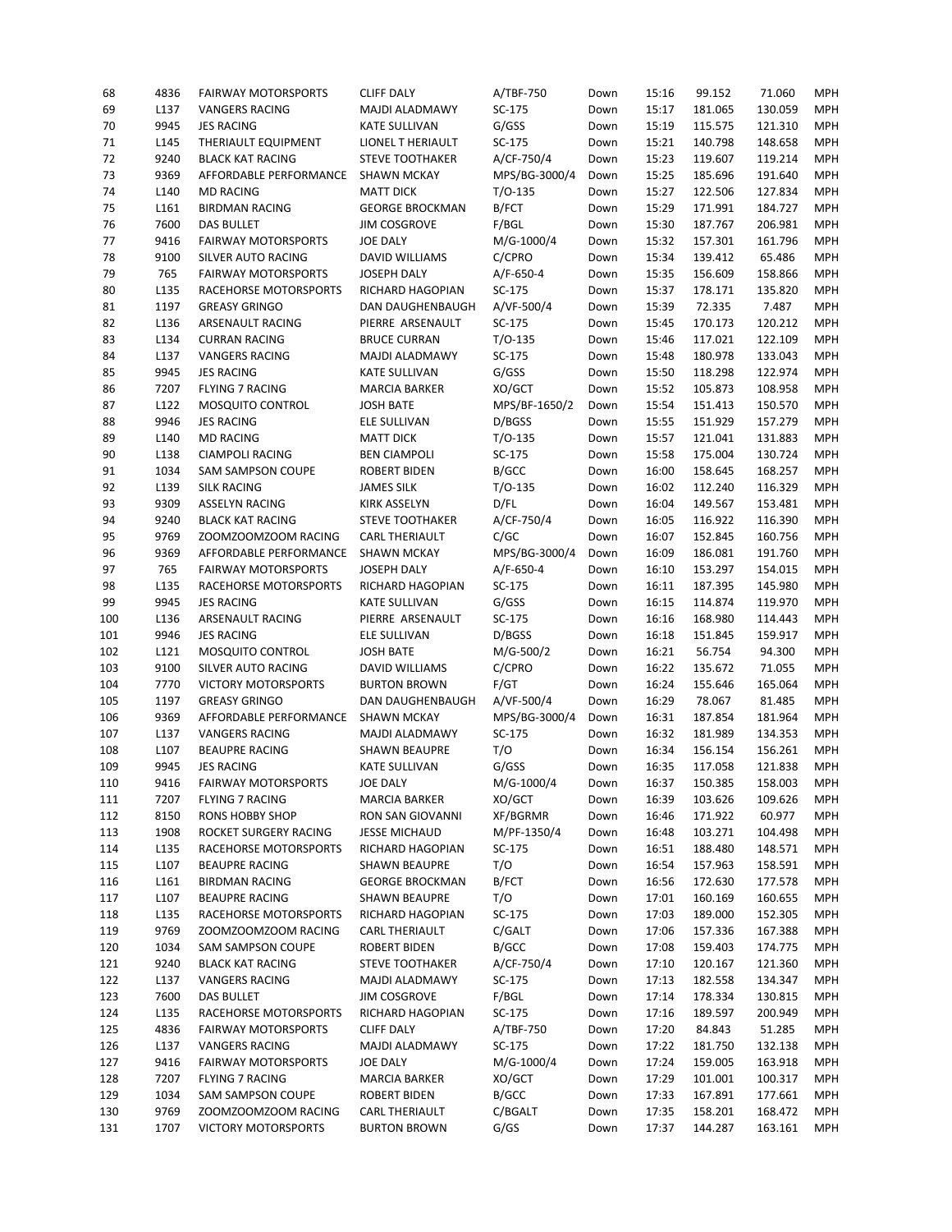| | | | | | | | | | |
|---|---|---|---|---|---|---|---|---|---|
| 68 | 4836 | FAIRWAY MOTORSPORTS | CLIFF DALY | A/TBF-750 | Down | 15:16 | 99.152 | 71.060 | MPH |
| 69 | L137 | VANGERS RACING | MAJDI ALADMAWY | SC-175 | Down | 15:17 | 181.065 | 130.059 | MPH |
| 70 | 9945 | JES RACING | KATE SULLIVAN | G/GSS | Down | 15:19 | 115.575 | 121.310 | MPH |
| 71 | L145 | THERIAULT EQUIPMENT | LIONEL T HERIAULT | SC-175 | Down | 15:21 | 140.798 | 148.658 | MPH |
| 72 | 9240 | BLACK KAT RACING | STEVE TOOTHAKER | A/CF-750/4 | Down | 15:23 | 119.607 | 119.214 | MPH |
| 73 | 9369 | AFFORDABLE PERFORMANCE | SHAWN MCKAY | MPS/BG-3000/4 | Down | 15:25 | 185.696 | 191.640 | MPH |
| 74 | L140 | MD RACING | MATT DICK | T/O-135 | Down | 15:27 | 122.506 | 127.834 | MPH |
| 75 | L161 | BIRDMAN RACING | GEORGE BROCKMAN | B/FCT | Down | 15:29 | 171.991 | 184.727 | MPH |
| 76 | 7600 | DAS BULLET | JIM COSGROVE | F/BGL | Down | 15:30 | 187.767 | 206.981 | MPH |
| 77 | 9416 | FAIRWAY MOTORSPORTS | JOE DALY | M/G-1000/4 | Down | 15:32 | 157.301 | 161.796 | MPH |
| 78 | 9100 | SILVER AUTO RACING | DAVID WILLIAMS | C/CPRO | Down | 15:34 | 139.412 | 65.486 | MPH |
| 79 | 765 | FAIRWAY MOTORSPORTS | JOSEPH DALY | A/F-650-4 | Down | 15:35 | 156.609 | 158.866 | MPH |
| 80 | L135 | RACEHORSE MOTORSPORTS | RICHARD HAGOPIAN | SC-175 | Down | 15:37 | 178.171 | 135.820 | MPH |
| 81 | 1197 | GREASY GRINGO | DAN DAUGHENBAUGH | A/VF-500/4 | Down | 15:39 | 72.335 | 7.487 | MPH |
| 82 | L136 | ARSENAULT RACING | PIERRE ARSENAULT | SC-175 | Down | 15:45 | 170.173 | 120.212 | MPH |
| 83 | L134 | CURRAN RACING | BRUCE CURRAN | T/O-135 | Down | 15:46 | 117.021 | 122.109 | MPH |
| 84 | L137 | VANGERS RACING | MAJDI ALADMAWY | SC-175 | Down | 15:48 | 180.978 | 133.043 | MPH |
| 85 | 9945 | JES RACING | KATE SULLIVAN | G/GSS | Down | 15:50 | 118.298 | 122.974 | MPH |
| 86 | 7207 | FLYING 7 RACING | MARCIA BARKER | XO/GCT | Down | 15:52 | 105.873 | 108.958 | MPH |
| 87 | L122 | MOSQUITO CONTROL | JOSH BATE | MPS/BF-1650/2 | Down | 15:54 | 151.413 | 150.570 | MPH |
| 88 | 9946 | JES RACING | ELE SULLIVAN | D/BGSS | Down | 15:55 | 151.929 | 157.279 | MPH |
| 89 | L140 | MD RACING | MATT DICK | T/O-135 | Down | 15:57 | 121.041 | 131.883 | MPH |
| 90 | L138 | CIAMPOLI RACING | BEN CIAMPOLI | SC-175 | Down | 15:58 | 175.004 | 130.724 | MPH |
| 91 | 1034 | SAM SAMPSON COUPE | ROBERT BIDEN | B/GCC | Down | 16:00 | 158.645 | 168.257 | MPH |
| 92 | L139 | SILK RACING | JAMES SILK | T/O-135 | Down | 16:02 | 112.240 | 116.329 | MPH |
| 93 | 9309 | ASSELYN RACING | KIRK ASSELYN | D/FL | Down | 16:04 | 149.567 | 153.481 | MPH |
| 94 | 9240 | BLACK KAT RACING | STEVE TOOTHAKER | A/CF-750/4 | Down | 16:05 | 116.922 | 116.390 | MPH |
| 95 | 9769 | ZOOMZOOMZOOM RACING | CARL THERIAULT | C/GC | Down | 16:07 | 152.845 | 160.756 | MPH |
| 96 | 9369 | AFFORDABLE PERFORMANCE | SHAWN MCKAY | MPS/BG-3000/4 | Down | 16:09 | 186.081 | 191.760 | MPH |
| 97 | 765 | FAIRWAY MOTORSPORTS | JOSEPH DALY | A/F-650-4 | Down | 16:10 | 153.297 | 154.015 | MPH |
| 98 | L135 | RACEHORSE MOTORSPORTS | RICHARD HAGOPIAN | SC-175 | Down | 16:11 | 187.395 | 145.980 | MPH |
| 99 | 9945 | JES RACING | KATE SULLIVAN | G/GSS | Down | 16:15 | 114.874 | 119.970 | MPH |
| 100 | L136 | ARSENAULT RACING | PIERRE ARSENAULT | SC-175 | Down | 16:16 | 168.980 | 114.443 | MPH |
| 101 | 9946 | JES RACING | ELE SULLIVAN | D/BGSS | Down | 16:18 | 151.845 | 159.917 | MPH |
| 102 | L121 | MOSQUITO CONTROL | JOSH BATE | M/G-500/2 | Down | 16:21 | 56.754 | 94.300 | MPH |
| 103 | 9100 | SILVER AUTO RACING | DAVID WILLIAMS | C/CPRO | Down | 16:22 | 135.672 | 71.055 | MPH |
| 104 | 7770 | VICTORY MOTORSPORTS | BURTON BROWN | F/GT | Down | 16:24 | 155.646 | 165.064 | MPH |
| 105 | 1197 | GREASY GRINGO | DAN DAUGHENBAUGH | A/VF-500/4 | Down | 16:29 | 78.067 | 81.485 | MPH |
| 106 | 9369 | AFFORDABLE PERFORMANCE | SHAWN MCKAY | MPS/BG-3000/4 | Down | 16:31 | 187.854 | 181.964 | MPH |
| 107 | L137 | VANGERS RACING | MAJDI ALADMAWY | SC-175 | Down | 16:32 | 181.989 | 134.353 | MPH |
| 108 | L107 | BEAUPRE RACING | SHAWN BEAUPRE | T/O | Down | 16:34 | 156.154 | 156.261 | MPH |
| 109 | 9945 | JES RACING | KATE SULLIVAN | G/GSS | Down | 16:35 | 117.058 | 121.838 | MPH |
| 110 | 9416 | FAIRWAY MOTORSPORTS | JOE DALY | M/G-1000/4 | Down | 16:37 | 150.385 | 158.003 | MPH |
| 111 | 7207 | FLYING 7 RACING | MARCIA BARKER | XO/GCT | Down | 16:39 | 103.626 | 109.626 | MPH |
| 112 | 8150 | RONS HOBBY SHOP | RON SAN GIOVANNI | XF/BGRMR | Down | 16:46 | 171.922 | 60.977 | MPH |
| 113 | 1908 | ROCKET SURGERY RACING | JESSE MICHAUD | M/PF-1350/4 | Down | 16:48 | 103.271 | 104.498 | MPH |
| 114 | L135 | RACEHORSE MOTORSPORTS | RICHARD HAGOPIAN | SC-175 | Down | 16:51 | 188.480 | 148.571 | MPH |
| 115 | L107 | BEAUPRE RACING | SHAWN BEAUPRE | T/O | Down | 16:54 | 157.963 | 158.591 | MPH |
| 116 | L161 | BIRDMAN RACING | GEORGE BROCKMAN | B/FCT | Down | 16:56 | 172.630 | 177.578 | MPH |
| 117 | L107 | BEAUPRE RACING | SHAWN BEAUPRE | T/O | Down | 17:01 | 160.169 | 160.655 | MPH |
| 118 | L135 | RACEHORSE MOTORSPORTS | RICHARD HAGOPIAN | SC-175 | Down | 17:03 | 189.000 | 152.305 | MPH |
| 119 | 9769 | ZOOMZOOMZOOM RACING | CARL THERIAULT | C/GALT | Down | 17:06 | 157.336 | 167.388 | MPH |
| 120 | 1034 | SAM SAMPSON COUPE | ROBERT BIDEN | B/GCC | Down | 17:08 | 159.403 | 174.775 | MPH |
| 121 | 9240 | BLACK KAT RACING | STEVE TOOTHAKER | A/CF-750/4 | Down | 17:10 | 120.167 | 121.360 | MPH |
| 122 | L137 | VANGERS RACING | MAJDI ALADMAWY | SC-175 | Down | 17:13 | 182.558 | 134.347 | MPH |
| 123 | 7600 | DAS BULLET | JIM COSGROVE | F/BGL | Down | 17:14 | 178.334 | 130.815 | MPH |
| 124 | L135 | RACEHORSE MOTORSPORTS | RICHARD HAGOPIAN | SC-175 | Down | 17:16 | 189.597 | 200.949 | MPH |
| 125 | 4836 | FAIRWAY MOTORSPORTS | CLIFF DALY | A/TBF-750 | Down | 17:20 | 84.843 | 51.285 | MPH |
| 126 | L137 | VANGERS RACING | MAJDI ALADMAWY | SC-175 | Down | 17:22 | 181.750 | 132.138 | MPH |
| 127 | 9416 | FAIRWAY MOTORSPORTS | JOE DALY | M/G-1000/4 | Down | 17:24 | 159.005 | 163.918 | MPH |
| 128 | 7207 | FLYING 7 RACING | MARCIA BARKER | XO/GCT | Down | 17:29 | 101.001 | 100.317 | MPH |
| 129 | 1034 | SAM SAMPSON COUPE | ROBERT BIDEN | B/GCC | Down | 17:33 | 167.891 | 177.661 | MPH |
| 130 | 9769 | ZOOMZOOMZOOM RACING | CARL THERIAULT | C/BGALT | Down | 17:35 | 158.201 | 168.472 | MPH |
| 131 | 1707 | VICTORY MOTORSPORTS | BURTON BROWN | G/GS | Down | 17:37 | 144.287 | 163.161 | MPH |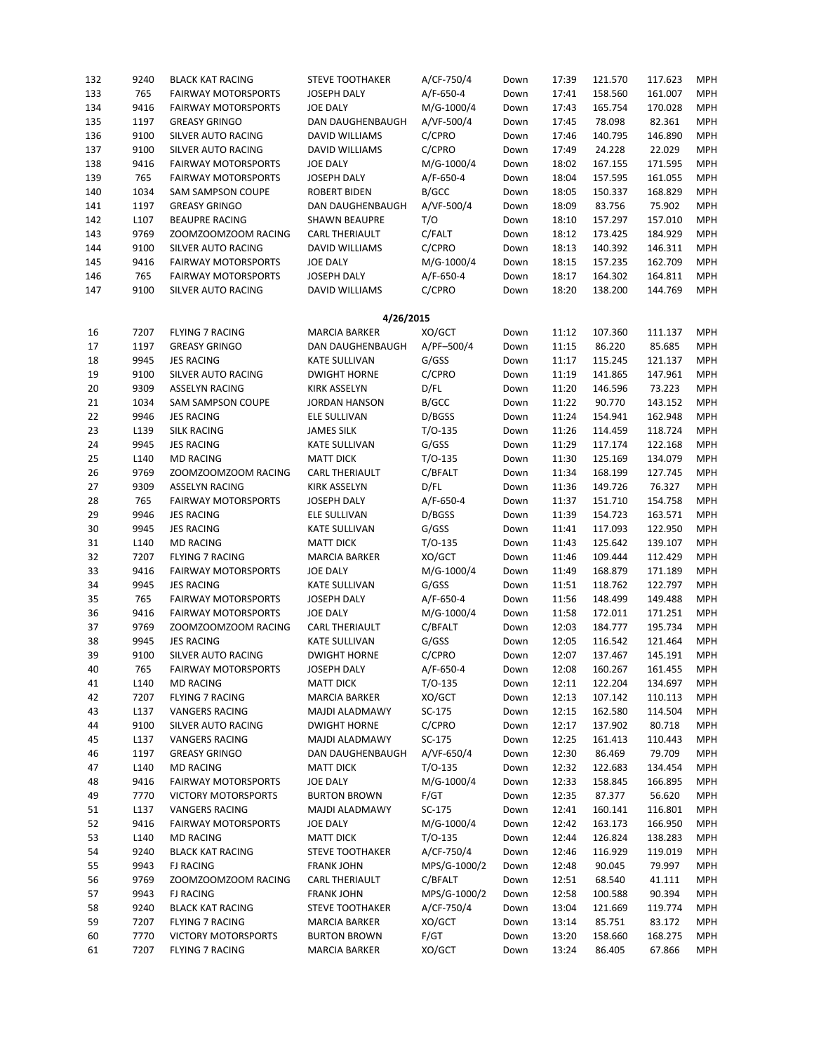| | | | | | | | | | |
|---|---|---|---|---|---|---|---|---|---|
| 132 | 9240 | BLACK KAT RACING | STEVE TOOTHAKER | A/CF-750/4 | Down | 17:39 | 121.570 | 117.623 | MPH |
| 133 | 765 | FAIRWAY MOTORSPORTS | JOSEPH DALY | A/F-650-4 | Down | 17:41 | 158.560 | 161.007 | MPH |
| 134 | 9416 | FAIRWAY MOTORSPORTS | JOE DALY | M/G-1000/4 | Down | 17:43 | 165.754 | 170.028 | MPH |
| 135 | 1197 | GREASY GRINGO | DAN DAUGHENBAUGH | A/VF-500/4 | Down | 17:45 | 78.098 | 82.361 | MPH |
| 136 | 9100 | SILVER AUTO RACING | DAVID WILLIAMS | C/CPRO | Down | 17:46 | 140.795 | 146.890 | MPH |
| 137 | 9100 | SILVER AUTO RACING | DAVID WILLIAMS | C/CPRO | Down | 17:49 | 24.228 | 22.029 | MPH |
| 138 | 9416 | FAIRWAY MOTORSPORTS | JOE DALY | M/G-1000/4 | Down | 18:02 | 167.155 | 171.595 | MPH |
| 139 | 765 | FAIRWAY MOTORSPORTS | JOSEPH DALY | A/F-650-4 | Down | 18:04 | 157.595 | 161.055 | MPH |
| 140 | 1034 | SAM SAMPSON COUPE | ROBERT BIDEN | B/GCC | Down | 18:05 | 150.337 | 168.829 | MPH |
| 141 | 1197 | GREASY GRINGO | DAN DAUGHENBAUGH | A/VF-500/4 | Down | 18:09 | 83.756 | 75.902 | MPH |
| 142 | L107 | BEAUPRE RACING | SHAWN BEAUPRE | T/O | Down | 18:10 | 157.297 | 157.010 | MPH |
| 143 | 9769 | ZOOMZOOMZOOM RACING | CARL THERIAULT | C/FALT | Down | 18:12 | 173.425 | 184.929 | MPH |
| 144 | 9100 | SILVER AUTO RACING | DAVID WILLIAMS | C/CPRO | Down | 18:13 | 140.392 | 146.311 | MPH |
| 145 | 9416 | FAIRWAY MOTORSPORTS | JOE DALY | M/G-1000/4 | Down | 18:15 | 157.235 | 162.709 | MPH |
| 146 | 765 | FAIRWAY MOTORSPORTS | JOSEPH DALY | A/F-650-4 | Down | 18:17 | 164.302 | 164.811 | MPH |
| 147 | 9100 | SILVER AUTO RACING | DAVID WILLIAMS | C/CPRO | Down | 18:20 | 138.200 | 144.769 | MPH |

**4/26/2015**

| | | | | | | | | | |
|---|---|---|---|---|---|---|---|---|---|
| 16 | 7207 | FLYING 7 RACING | MARCIA BARKER | XO/GCT | Down | 11:12 | 107.360 | 111.137 | MPH |
| 17 | 1197 | GREASY GRINGO | DAN DAUGHENBAUGH | A/PF–500/4 | Down | 11:15 | 86.220 | 85.685 | MPH |
| 18 | 9945 | JES RACING | KATE SULLIVAN | G/GSS | Down | 11:17 | 115.245 | 121.137 | MPH |
| 19 | 9100 | SILVER AUTO RACING | DWIGHT HORNE | C/CPRO | Down | 11:19 | 141.865 | 147.961 | MPH |
| 20 | 9309 | ASSELYN RACING | KIRK ASSELYN | D/FL | Down | 11:20 | 146.596 | 73.223 | MPH |
| 21 | 1034 | SAM SAMPSON COUPE | JORDAN HANSON | B/GCC | Down | 11:22 | 90.770 | 143.152 | MPH |
| 22 | 9946 | JES RACING | ELE SULLIVAN | D/BGSS | Down | 11:24 | 154.941 | 162.948 | MPH |
| 23 | L139 | SILK RACING | JAMES SILK | T/O-135 | Down | 11:26 | 114.459 | 118.724 | MPH |
| 24 | 9945 | JES RACING | KATE SULLIVAN | G/GSS | Down | 11:29 | 117.174 | 122.168 | MPH |
| 25 | L140 | MD RACING | MATT DICK | T/O-135 | Down | 11:30 | 125.169 | 134.079 | MPH |
| 26 | 9769 | ZOOMZOOMZOOM RACING | CARL THERIAULT | C/BFALT | Down | 11:34 | 168.199 | 127.745 | MPH |
| 27 | 9309 | ASSELYN RACING | KIRK ASSELYN | D/FL | Down | 11:36 | 149.726 | 76.327 | MPH |
| 28 | 765 | FAIRWAY MOTORSPORTS | JOSEPH DALY | A/F-650-4 | Down | 11:37 | 151.710 | 154.758 | MPH |
| 29 | 9946 | JES RACING | ELE SULLIVAN | D/BGSS | Down | 11:39 | 154.723 | 163.571 | MPH |
| 30 | 9945 | JES RACING | KATE SULLIVAN | G/GSS | Down | 11:41 | 117.093 | 122.950 | MPH |
| 31 | L140 | MD RACING | MATT DICK | T/O-135 | Down | 11:43 | 125.642 | 139.107 | MPH |
| 32 | 7207 | FLYING 7 RACING | MARCIA BARKER | XO/GCT | Down | 11:46 | 109.444 | 112.429 | MPH |
| 33 | 9416 | FAIRWAY MOTORSPORTS | JOE DALY | M/G-1000/4 | Down | 11:49 | 168.879 | 171.189 | MPH |
| 34 | 9945 | JES RACING | KATE SULLIVAN | G/GSS | Down | 11:51 | 118.762 | 122.797 | MPH |
| 35 | 765 | FAIRWAY MOTORSPORTS | JOSEPH DALY | A/F-650-4 | Down | 11:56 | 148.499 | 149.488 | MPH |
| 36 | 9416 | FAIRWAY MOTORSPORTS | JOE DALY | M/G-1000/4 | Down | 11:58 | 172.011 | 171.251 | MPH |
| 37 | 9769 | ZOOMZOOMZOOM RACING | CARL THERIAULT | C/BFALT | Down | 12:03 | 184.777 | 195.734 | MPH |
| 38 | 9945 | JES RACING | KATE SULLIVAN | G/GSS | Down | 12:05 | 116.542 | 121.464 | MPH |
| 39 | 9100 | SILVER AUTO RACING | DWIGHT HORNE | C/CPRO | Down | 12:07 | 137.467 | 145.191 | MPH |
| 40 | 765 | FAIRWAY MOTORSPORTS | JOSEPH DALY | A/F-650-4 | Down | 12:08 | 160.267 | 161.455 | MPH |
| 41 | L140 | MD RACING | MATT DICK | T/O-135 | Down | 12:11 | 122.204 | 134.697 | MPH |
| 42 | 7207 | FLYING 7 RACING | MARCIA BARKER | XO/GCT | Down | 12:13 | 107.142 | 110.113 | MPH |
| 43 | L137 | VANGERS RACING | MAJDI ALADMAWY | SC-175 | Down | 12:15 | 162.580 | 114.504 | MPH |
| 44 | 9100 | SILVER AUTO RACING | DWIGHT HORNE | C/CPRO | Down | 12:17 | 137.902 | 80.718 | MPH |
| 45 | L137 | VANGERS RACING | MAJDI ALADMAWY | SC-175 | Down | 12:25 | 161.413 | 110.443 | MPH |
| 46 | 1197 | GREASY GRINGO | DAN DAUGHENBAUGH | A/VF-650/4 | Down | 12:30 | 86.469 | 79.709 | MPH |
| 47 | L140 | MD RACING | MATT DICK | T/O-135 | Down | 12:32 | 122.683 | 134.454 | MPH |
| 48 | 9416 | FAIRWAY MOTORSPORTS | JOE DALY | M/G-1000/4 | Down | 12:33 | 158.845 | 166.895 | MPH |
| 49 | 7770 | VICTORY MOTORSPORTS | BURTON BROWN | F/GT | Down | 12:35 | 87.377 | 56.620 | MPH |
| 51 | L137 | VANGERS RACING | MAJDI ALADMAWY | SC-175 | Down | 12:41 | 160.141 | 116.801 | MPH |
| 52 | 9416 | FAIRWAY MOTORSPORTS | JOE DALY | M/G-1000/4 | Down | 12:42 | 163.173 | 166.950 | MPH |
| 53 | L140 | MD RACING | MATT DICK | T/O-135 | Down | 12:44 | 126.824 | 138.283 | MPH |
| 54 | 9240 | BLACK KAT RACING | STEVE TOOTHAKER | A/CF-750/4 | Down | 12:46 | 116.929 | 119.019 | MPH |
| 55 | 9943 | FJ RACING | FRANK JOHN | MPS/G-1000/2 | Down | 12:48 | 90.045 | 79.997 | MPH |
| 56 | 9769 | ZOOMZOOMZOOM RACING | CARL THERIAULT | C/BFALT | Down | 12:51 | 68.540 | 41.111 | MPH |
| 57 | 9943 | FJ RACING | FRANK JOHN | MPS/G-1000/2 | Down | 12:58 | 100.588 | 90.394 | MPH |
| 58 | 9240 | BLACK KAT RACING | STEVE TOOTHAKER | A/CF-750/4 | Down | 13:04 | 121.669 | 119.774 | MPH |
| 59 | 7207 | FLYING 7 RACING | MARCIA BARKER | XO/GCT | Down | 13:14 | 85.751 | 83.172 | MPH |
| 60 | 7770 | VICTORY MOTORSPORTS | BURTON BROWN | F/GT | Down | 13:20 | 158.660 | 168.275 | MPH |
| 61 | 7207 | FLYING 7 RACING | MARCIA BARKER | XO/GCT | Down | 13:24 | 86.405 | 67.866 | MPH |